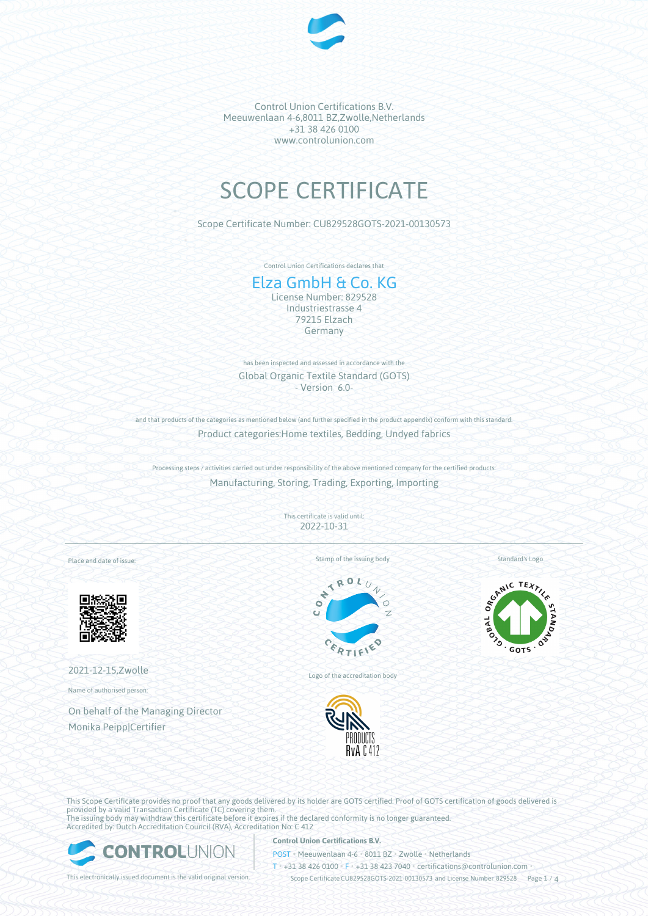Control Union Certifications B.V.
Meeuwenlaan 4-6,8011 BZ,Zwolle,Netherlands
+31 38 426 0100
www.controlunion.com

# SCOPE CERTIFICATE

Scope Certificate Number: CU829528GOTS-2021-00130573

Control Union Certifications declares that

## Elza GmbH & Co. KG

License Number: 829528
Industriestrasse 4
79215 Elzach
Germany

has been inspected and assessed in accordance with the

Global Organic Textile Standard (GOTS)
- Version 6.0-

and that products of the categories as mentioned below (and further specified in the product appendix) conform with this standard.

Product categories:Home textiles, Bedding, Undyed fabrics

Processing steps / activities carried out under responsibility of the above mentioned company for the certified products:

Manufacturing, Storing, Trading, Exporting, Importing

This certificate is valid until:
2022-10-31

Place and date of issue:

2021-12-15,Zwolle

Name of authorised person:

On behalf of the Managing Director
Monika Peipp|Certifier

Stamp of the issuing body

Logo of the accreditation body

Standard's Logo

This Scope Certificate provides no proof that any goods delivered by its holder are GOTS certified. Proof of GOTS certification of goods delivered is provided by a valid Transaction Certificate (TC) covering them.
The issuing body may withdraw this certificate before it expires if the declared conformity is no longer guaranteed.
Accredited by: Dutch Accreditation Council (RVA), Accreditation No: C 412

This electronically issued document is the valid original version.

**Control Union Certifications B.V.**
POST • Meeuwenlaan 4-6 • 8011 BZ • Zwolle • Netherlands
T • +31 38 426 0100 • F • +31 38 423 7040 • certifications@controlunion.com •
Scope Certificate CU829528GOTS-2021-00130573 and License Number 829528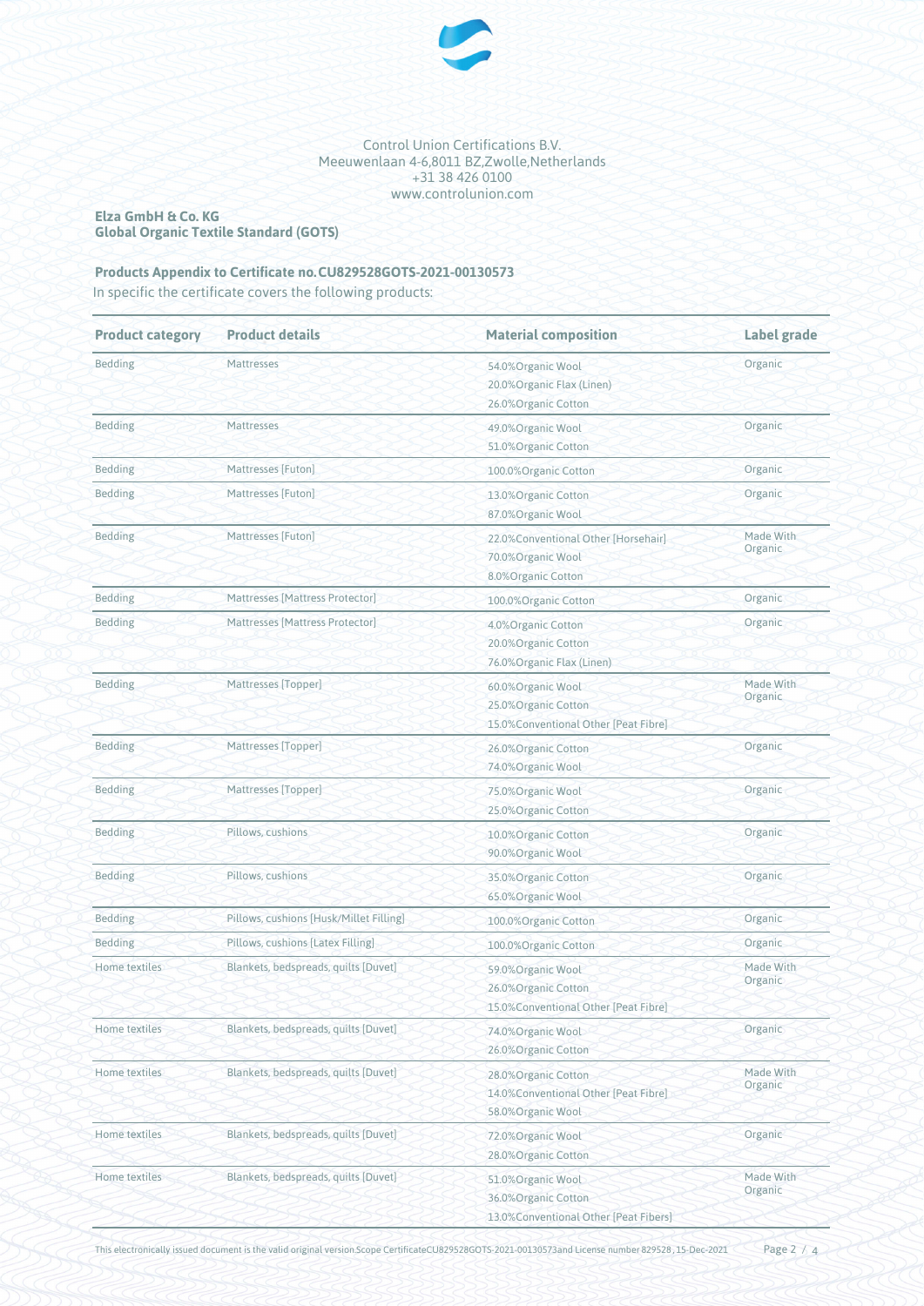Control Union Certifications B.V.
Meeuwenlaan 4-6,8011 BZ,Zwolle,Netherlands
+31 38 426 0100
www.controlunion.com

**Elza GmbH & Co. KG**
**Global Organic Textile Standard (GOTS)**

**Products Appendix to Certificate no.CU829528GOTS-2021-00130573**

In specific the certificate covers the following products:

| Product category | Product details | Material composition | Label grade |
|---|---|---|---|
| Bedding | Mattresses | 54.0%Organic Wool<br>20.0%Organic Flax (Linen)<br>26.0%Organic Cotton | Organic |
| Bedding | Mattresses | 49.0%Organic Wool<br>51.0%Organic Cotton | Organic |
| Bedding | Mattresses [Futon] | 100.0%Organic Cotton | Organic |
| Bedding | Mattresses [Futon] | 13.0%Organic Cotton<br>87.0%Organic Wool | Organic |
| Bedding | Mattresses [Futon] | 22.0%Conventional Other [Horsehair]<br>70.0%Organic Wool<br>8.0%Organic Cotton | Made With Organic |
| Bedding | Mattresses [Mattress Protector] | 100.0%Organic Cotton | Organic |
| Bedding | Mattresses [Mattress Protector] | 4.0%Organic Cotton<br>20.0%Organic Cotton<br>76.0%Organic Flax (Linen) | Organic |
| Bedding | Mattresses [Topper] | 60.0%Organic Wool<br>25.0%Organic Cotton<br>15.0%Conventional Other [Peat Fibre] | Made With Organic |
| Bedding | Mattresses [Topper] | 26.0%Organic Cotton<br>74.0%Organic Wool | Organic |
| Bedding | Mattresses [Topper] | 75.0%Organic Wool<br>25.0%Organic Cotton | Organic |
| Bedding | Pillows, cushions | 10.0%Organic Cotton<br>90.0%Organic Wool | Organic |
| Bedding | Pillows, cushions | 35.0%Organic Cotton<br>65.0%Organic Wool | Organic |
| Bedding | Pillows, cushions [Husk/Millet Filling] | 100.0%Organic Cotton | Organic |
| Bedding | Pillows, cushions [Latex Filling] | 100.0%Organic Cotton | Organic |
| Home textiles | Blankets, bedspreads, quilts [Duvet] | 59.0%Organic Wool<br>26.0%Organic Cotton<br>15.0%Conventional Other [Peat Fibre] | Made With Organic |
| Home textiles | Blankets, bedspreads, quilts [Duvet] | 74.0%Organic Wool<br>26.0%Organic Cotton | Organic |
| Home textiles | Blankets, bedspreads, quilts [Duvet] | 28.0%Organic Cotton<br>14.0%Conventional Other [Peat Fibre]<br>58.0%Organic Wool | Made With Organic |
| Home textiles | Blankets, bedspreads, quilts [Duvet] | 72.0%Organic Wool<br>28.0%Organic Cotton | Organic |
| Home textiles | Blankets, bedspreads, quilts [Duvet] | 51.0%Organic Wool<br>36.0%Organic Cotton<br>13.0%Conventional Other [Peat Fibers] | Made With Organic |

This electronically issued document is the valid original version.Scope CertificateCU829528GOTS-2021-00130573and License number 829528 , 15-Dec-2021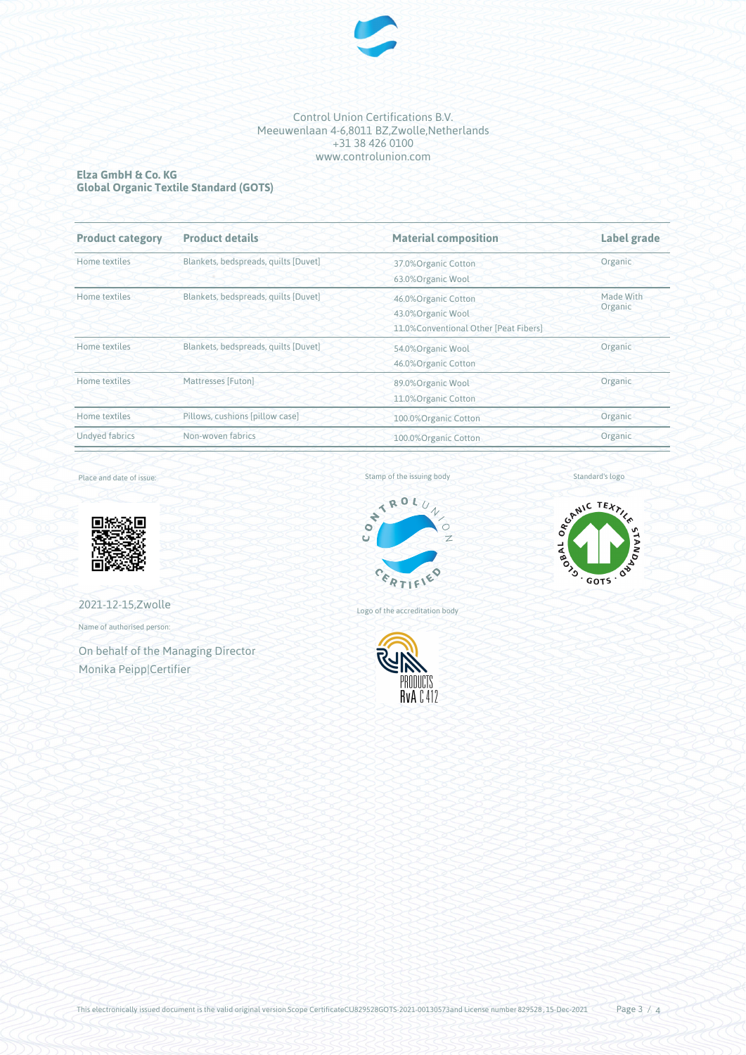Control Union Certifications B.V.
Meeuwenlaan 4-6,8011 BZ,Zwolle,Netherlands
+31 38 426 0100
www.controlunion.com

**Elza GmbH & Co. KG**
**Global Organic Textile Standard (GOTS)**

| Product category | Product details | Material composition | Label grade |
|---|---|---|---|
| Home textiles | Blankets, bedspreads, quilts [Duvet] | 37.0%Organic Cotton<br>63.0%Organic Wool | Organic |
| Home textiles | Blankets, bedspreads, quilts [Duvet] | 46.0%Organic Cotton<br>43.0%Organic Wool<br>11.0%Conventional Other [Peat Fibers] | Made With Organic |
| Home textiles | Blankets, bedspreads, quilts [Duvet] | 54.0%Organic Wool<br>46.0%Organic Cotton | Organic |
| Home textiles | Mattresses [Futon] | 89.0%Organic Wool<br>11.0%Organic Cotton | Organic |
| Home textiles | Pillows, cushions [pillow case] | 100.0%Organic Cotton | Organic |
| Undyed fabrics | Non-woven fabrics | 100.0%Organic Cotton | Organic |

Place and date of issue:

2021-12-15,Zwolle

Name of authorised person:

On behalf of the Managing Director
Monika Peipp|Certifier

Stamp of the issuing body

Logo of the accreditation body

Standard's logo

This electronically issued document is the valid original version.Scope CertificateCU829528GOTS-2021-00130573and License number 829528 , 15-Dec-2021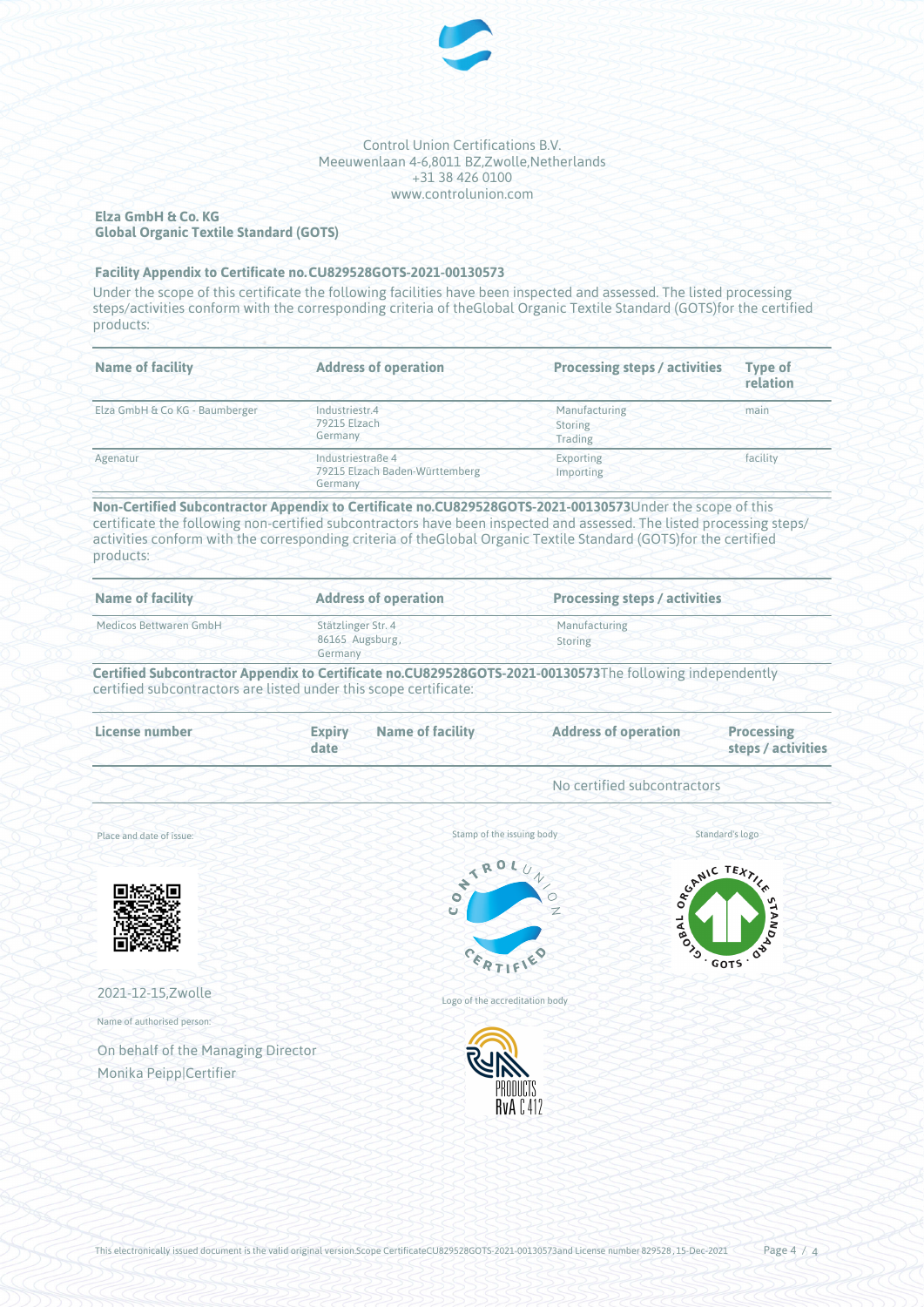Control Union Certifications B.V.
Meeuwenlaan 4-6,8011 BZ,Zwolle,Netherlands
+31 38 426 0100
www.controlunion.com

**Elza GmbH & Co. KG**
**Global Organic Textile Standard (GOTS)**

### Facility Appendix to Certificate no. CU829528GOTS-2021-00130573

Under the scope of this certificate the following facilities have been inspected and assessed. The listed processing steps/activities conform with the corresponding criteria of theGlobal Organic Textile Standard (GOTS)for the certified products:

| Name of facility | Address of operation | Processing steps / activities | Type of relation |
|---|---|---|---|
| Elza GmbH & Co KG - Baumberger | Industriestr.4<br>79215 Elzach<br>Germany | Manufacturing<br>Storing<br>Trading | main |
| Agenatur | Industriestraße 4<br>79215 Elzach Baden-Württemberg<br>Germany | Exporting<br>Importing | facility |

**Non-Certified Subcontractor Appendix to Certificate no.CU829528GOTS-2021-00130573**Under the scope of this certificate the following non-certified subcontractors have been inspected and assessed. The listed processing steps/ activities conform with the corresponding criteria of theGlobal Organic Textile Standard (GOTS)for the certified products:

| Name of facility | Address of operation | Processing steps / activities |
|---|---|---|
| Medicos Bettwaren GmbH | Stätzlinger Str. 4<br>86165 Augsburg,<br>Germany | Manufacturing<br>Storing |

**Certified Subcontractor Appendix to Certificate no.CU829528GOTS-2021-00130573**The following independently certified subcontractors are listed under this scope certificate:

| License number | Expiry date | Name of facility | Address of operation | Processing steps / activities |
|---|---|---|---|---|
| | | | No certified subcontractors | |

Place and date of issue:

2021-12-15,Zwolle

Name of authorised person:

On behalf of the Managing Director
Monika Peipp|Certifier

Stamp of the issuing body

Standard's logo

Logo of the accreditation body

This electronically issued document is the valid original version.Scope CertificateCU829528GOTS-2021-00130573and License number 829528 , 15-Dec-2021